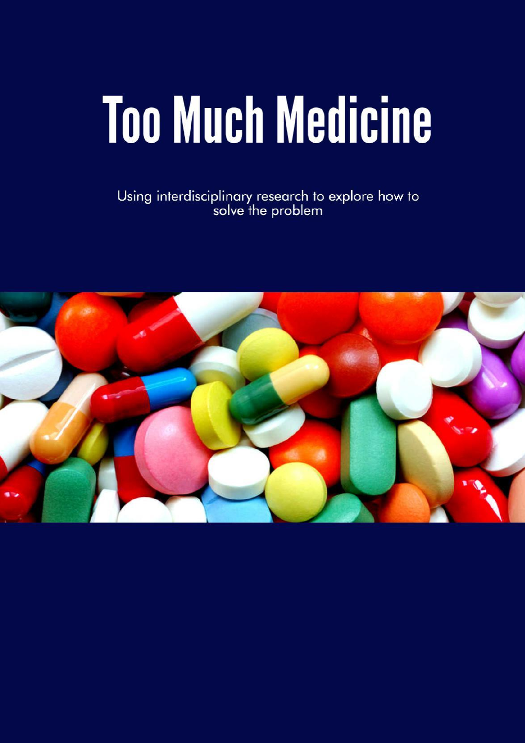# Too Much Medicine

Using interdisciplinary research to explore how to solve the problem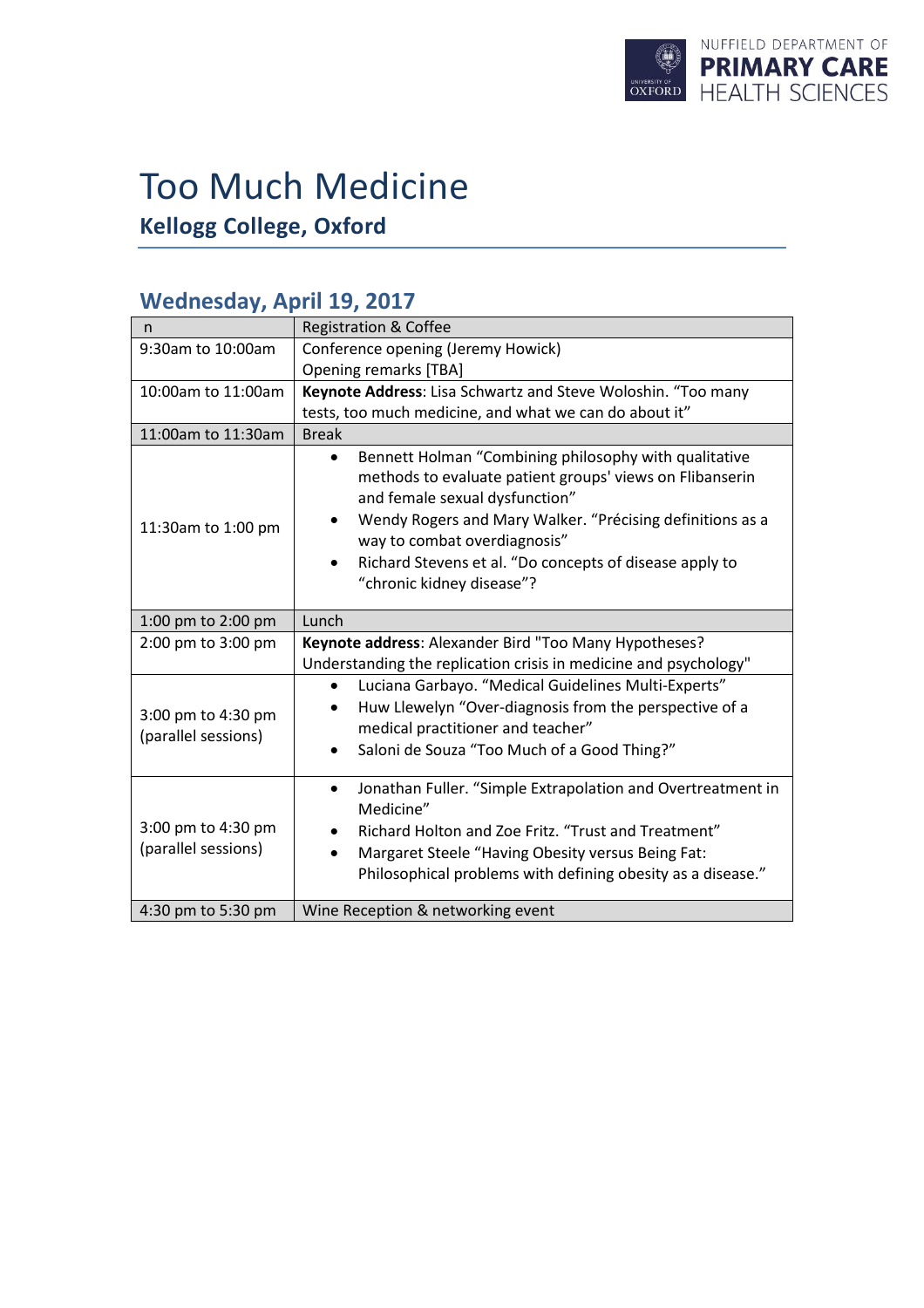# Too Much Medicine

**Kellogg College, Oxford**

## Wednesday, April 19, 2017

| n | Registration & Coffee |
|---|---|
| 9:30am to 10:00am | Conference opening (Jeremy Howick)<br>Opening remarks [TBA] |
| 10:00am to 11:00am | **Keynote Address**: Lisa Schwartz and Steve Woloshin. "Too many tests, too much medicine, and what we can do about it" |
| 11:00am to 11:30am | Break |
| 11:30am to 1:00 pm | • Bennett Holman "Combining philosophy with qualitative methods to evaluate patient groups' views on Flibanserin and female sexual dysfunction"<br>• Wendy Rogers and Mary Walker. "Précising definitions as a way to combat overdiagnosis"<br>• Richard Stevens et al. "Do concepts of disease apply to "chronic kidney disease"? |
| 1:00 pm to 2:00 pm | Lunch |
| 2:00 pm to 3:00 pm | **Keynote address**: Alexander Bird "Too Many Hypotheses? Understanding the replication crisis in medicine and psychology" |
| 3:00 pm to 4:30 pm (parallel sessions) | • Luciana Garbayo. "Medical Guidelines Multi-Experts"<br>• Huw Llewelyn "Over-diagnosis from the perspective of a medical practitioner and teacher"<br>• Saloni de Souza "Too Much of a Good Thing?" |
| 3:00 pm to 4:30 pm (parallel sessions) | • Jonathan Fuller. "Simple Extrapolation and Overtreatment in Medicine"<br>• Richard Holton and Zoe Fritz. "Trust and Treatment"<br>• Margaret Steele "Having Obesity versus Being Fat: Philosophical problems with defining obesity as a disease." |
| 4:30 pm to 5:30 pm | Wine Reception & networking event |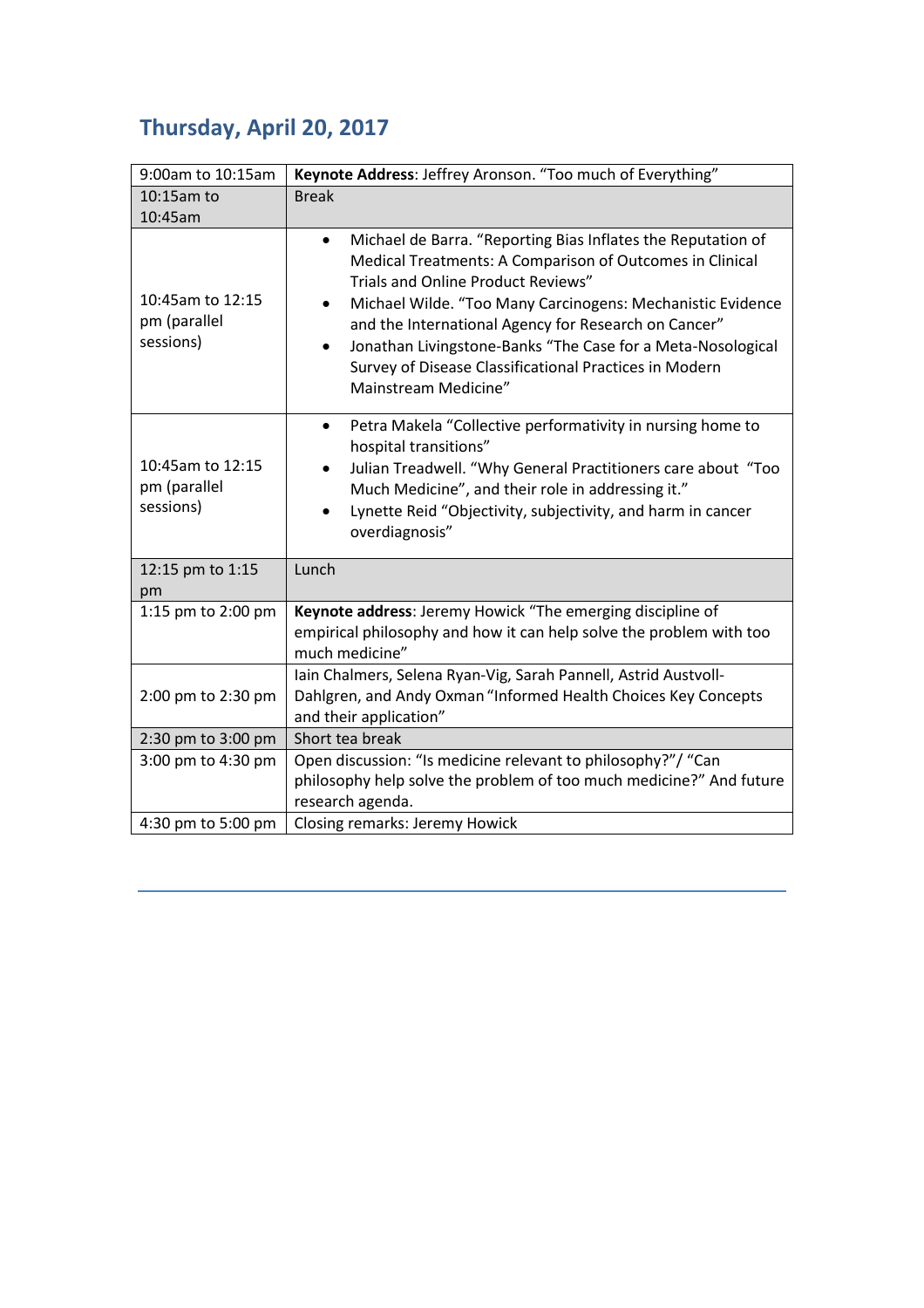## Thursday, April 20, 2017

| | |
|---|---|
| 9:00am to 10:15am | **Keynote Address**: Jeffrey Aronson. "Too much of Everything" |
| 10:15am to 10:45am | Break |
| 10:45am to 12:15 pm (parallel sessions) | • Michael de Barra. "Reporting Bias Inflates the Reputation of Medical Treatments: A Comparison of Outcomes in Clinical Trials and Online Product Reviews"<br>• Michael Wilde. "Too Many Carcinogens: Mechanistic Evidence and the International Agency for Research on Cancer"<br>• Jonathan Livingstone-Banks "The Case for a Meta-Nosological Survey of Disease Classificational Practices in Modern Mainstream Medicine" |
| 10:45am to 12:15 pm (parallel sessions) | • Petra Makela "Collective performativity in nursing home to hospital transitions"<br>• Julian Treadwell. "Why General Practitioners care about "Too Much Medicine", and their role in addressing it."<br>• Lynette Reid "Objectivity, subjectivity, and harm in cancer overdiagnosis" |
| 12:15 pm to 1:15 pm | Lunch |
| 1:15 pm to 2:00 pm | **Keynote address**: Jeremy Howick "The emerging discipline of empirical philosophy and how it can help solve the problem with too much medicine" |
| 2:00 pm to 2:30 pm | Iain Chalmers, Selena Ryan-Vig, Sarah Pannell, Astrid Austvoll-Dahlgren, and Andy Oxman "Informed Health Choices Key Concepts and their application" |
| 2:30 pm to 3:00 pm | Short tea break |
| 3:00 pm to 4:30 pm | Open discussion: "Is medicine relevant to philosophy?"/ "Can philosophy help solve the problem of too much medicine?" And future research agenda. |
| 4:30 pm to 5:00 pm | Closing remarks: Jeremy Howick |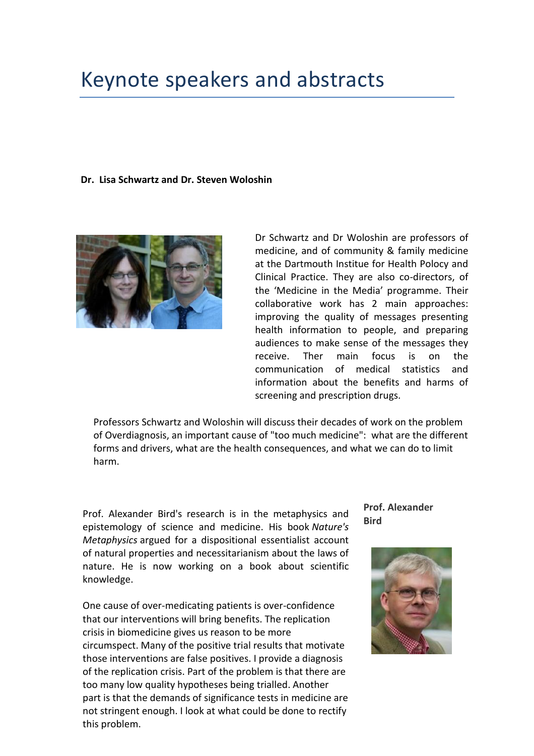# Keynote speakers and abstracts

**Dr. Lisa Schwartz and Dr. Steven Woloshin**

Dr Schwartz and Dr Woloshin are professors of medicine, and of community & family medicine at the Dartmouth Institue for Health Polocy and Clinical Practice. They are also co-directors, of the 'Medicine in the Media' programme. Their collaborative work has 2 main approaches: improving the quality of messages presenting health information to people, and preparing audiences to make sense of the messages they receive. Ther main focus is on the communication of medical statistics and information about the benefits and harms of screening and prescription drugs.

Professors Schwartz and Woloshin will discuss their decades of work on the problem of Overdiagnosis, an important cause of "too much medicine": what are the different forms and drivers, what are the health consequences, and what we can do to limit harm.

**Prof. Alexander Bird**

Prof. Alexander Bird's research is in the metaphysics and epistemology of science and medicine. His book *Nature's Metaphysics* argued for a dispositional essentialist account of natural properties and necessitarianism about the laws of nature. He is now working on a book about scientific knowledge.

One cause of over-medicating patients is over-confidence that our interventions will bring benefits. The replication crisis in biomedicine gives us reason to be more circumspect. Many of the positive trial results that motivate those interventions are false positives. I provide a diagnosis of the replication crisis. Part of the problem is that there are too many low quality hypotheses being trialled. Another part is that the demands of significance tests in medicine are not stringent enough. I look at what could be done to rectify this problem.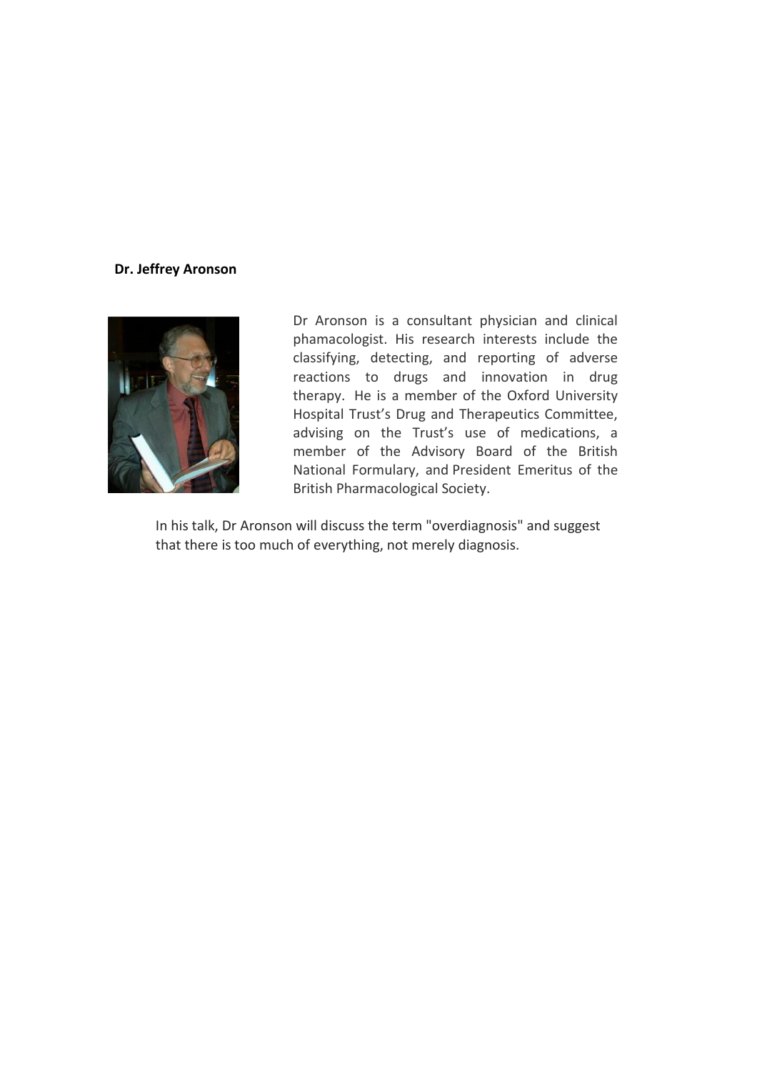**Dr. Jeffrey Aronson**

Dr Aronson is a consultant physician and clinical phamacologist. His research interests include the classifying, detecting, and reporting of adverse reactions to drugs and innovation in drug therapy. He is a member of the Oxford University Hospital Trust's Drug and Therapeutics Committee, advising on the Trust's use of medications, a member of the Advisory Board of the British National Formulary, and President Emeritus of the British Pharmacological Society.

In his talk, Dr Aronson will discuss the term "overdiagnosis" and suggest that there is too much of everything, not merely diagnosis.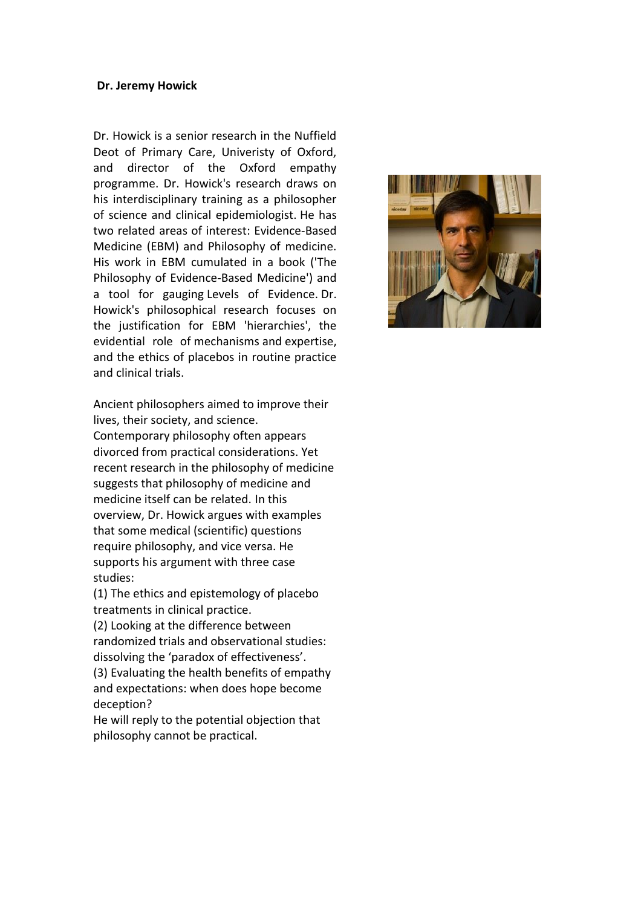**Dr. Jeremy Howick**

Dr. Howick is a senior research in the Nuffield Deot of Primary Care, Univeristy of Oxford, and director of the Oxford empathy programme. Dr. Howick's research draws on his interdisciplinary training as a philosopher of science and clinical epidemiologist. He has two related areas of interest: Evidence-Based Medicine (EBM) and Philosophy of medicine. His work in EBM cumulated in a book ('The Philosophy of Evidence-Based Medicine') and a tool for gauging Levels of Evidence. Dr. Howick's philosophical research focuses on the justification for EBM 'hierarchies', the evidential role of mechanisms and expertise, and the ethics of placebos in routine practice and clinical trials.

Ancient philosophers aimed to improve their lives, their society, and science.
Contemporary philosophy often appears divorced from practical considerations. Yet recent research in the philosophy of medicine suggests that philosophy of medicine and medicine itself can be related. In this overview, Dr. Howick argues with examples that some medical (scientific) questions require philosophy, and vice versa. He supports his argument with three case studies:

(1) The ethics and epistemology of placebo treatments in clinical practice.
(2) Looking at the difference between randomized trials and observational studies: dissolving the 'paradox of effectiveness'.
(3) Evaluating the health benefits of empathy and expectations: when does hope become deception?

He will reply to the potential objection that philosophy cannot be practical.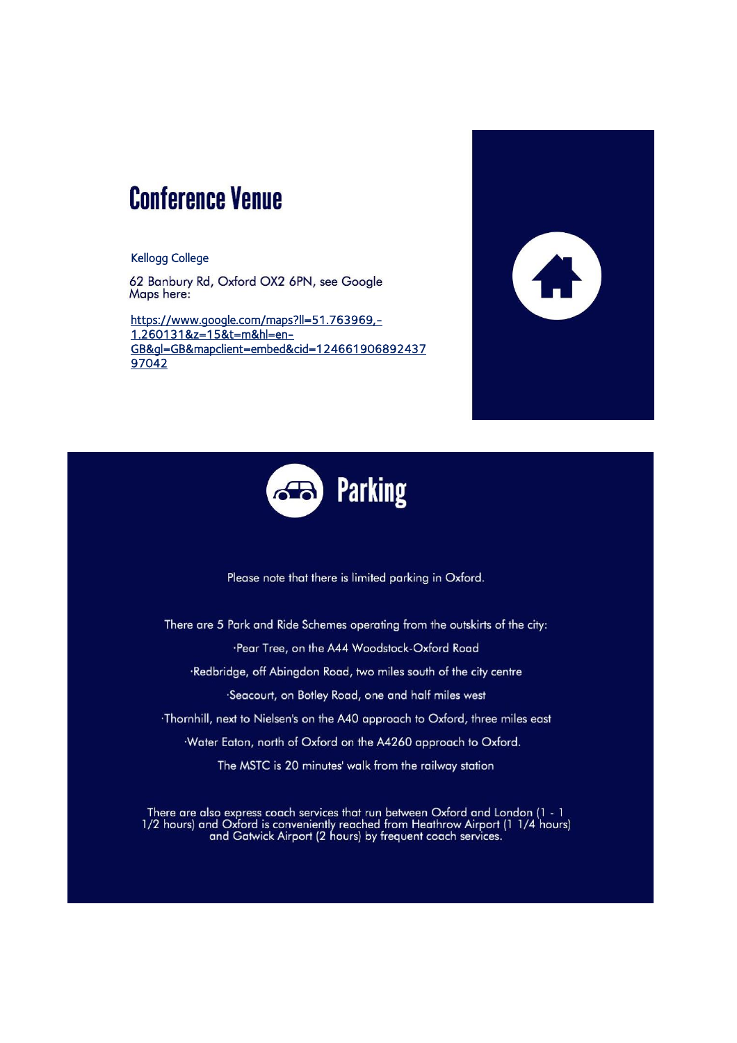# Conference Venue

Kellogg College

62 Banbury Rd, Oxford OX2 6PN, see Google Maps here:

https://www.google.com/maps?ll=51.763969,-1.260131&z=15&t=m&hl=en-GB&gl=GB&mapclient=embed&cid=12466190689243797042

## Parking

Please note that there is limited parking in Oxford.

There are 5 Park and Ride Schemes operating from the outskirts of the city:

·Pear Tree, on the A44 Woodstock-Oxford Road

·Redbridge, off Abingdon Road, two miles south of the city centre

·Seacourt, on Botley Road, one and half miles west

·Thornhill, next to Nielsen's on the A40 approach to Oxford, three miles east

·Water Eaton, north of Oxford on the A4260 approach to Oxford.

The MSTC is 20 minutes' walk from the railway station

There are also express coach services that run between Oxford and London (1 - 1 1/2 hours) and Oxford is conveniently reached from Heathrow Airport (1 1/4 hours) and Gatwick Airport (2 hours) by frequent coach services.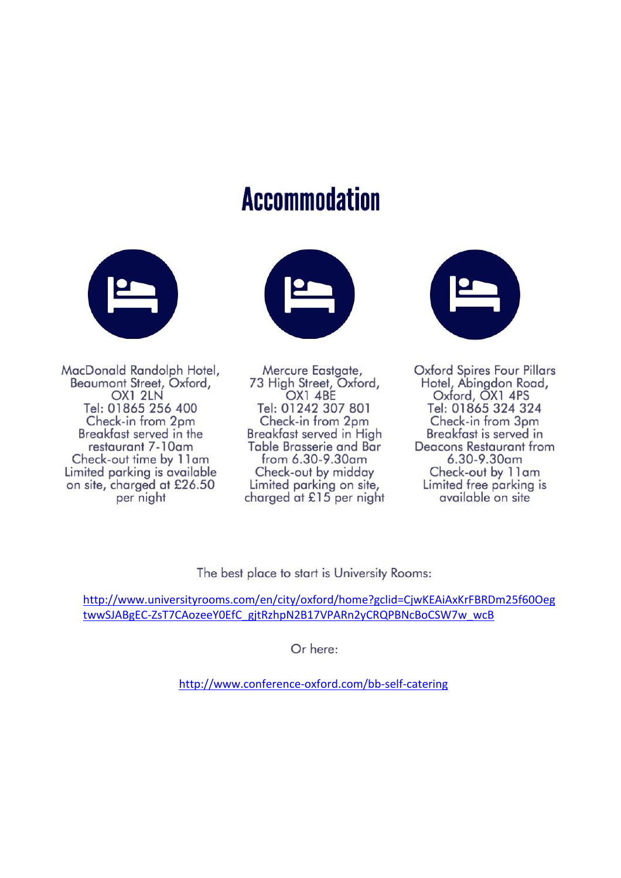# Accommodation

MacDonald Randolph Hotel, Beaumont Street, Oxford, OX1 2LN
Tel: 01865 256 400
Check-in from 2pm
Breakfast served in the restaurant 7-10am
Check-out time by 11am
Limited parking is available on site, charged at £26.50 per night

Mercure Eastgate, 73 High Street, Oxford, OX1 4BE
Tel: 01242 307 801
Check-in from 2pm
Breakfast served in High Table Brasserie and Bar from 6.30-9.30am
Check-out by midday
Limited parking on site, charged at £15 per night

Oxford Spires Four Pillars Hotel, Abingdon Road, Oxford, OX1 4PS
Tel: 01865 324 324
Check-in from 3pm
Breakfast is served in Deacons Restaurant from 6.30-9.30am
Check-out by 11am
Limited free parking is available on site

The best place to start is University Rooms:

http://www.universityrooms.com/en/city/oxford/home?gclid=CjwKEAiAxKrFBRDm25f60OegtwwSJABgEC-ZsT7CAozeeY0EfC_gjtRzhpN2B17VPARn2yCRQPBNcBoCSW7w_wcB

Or here:

http://www.conference-oxford.com/bb-self-catering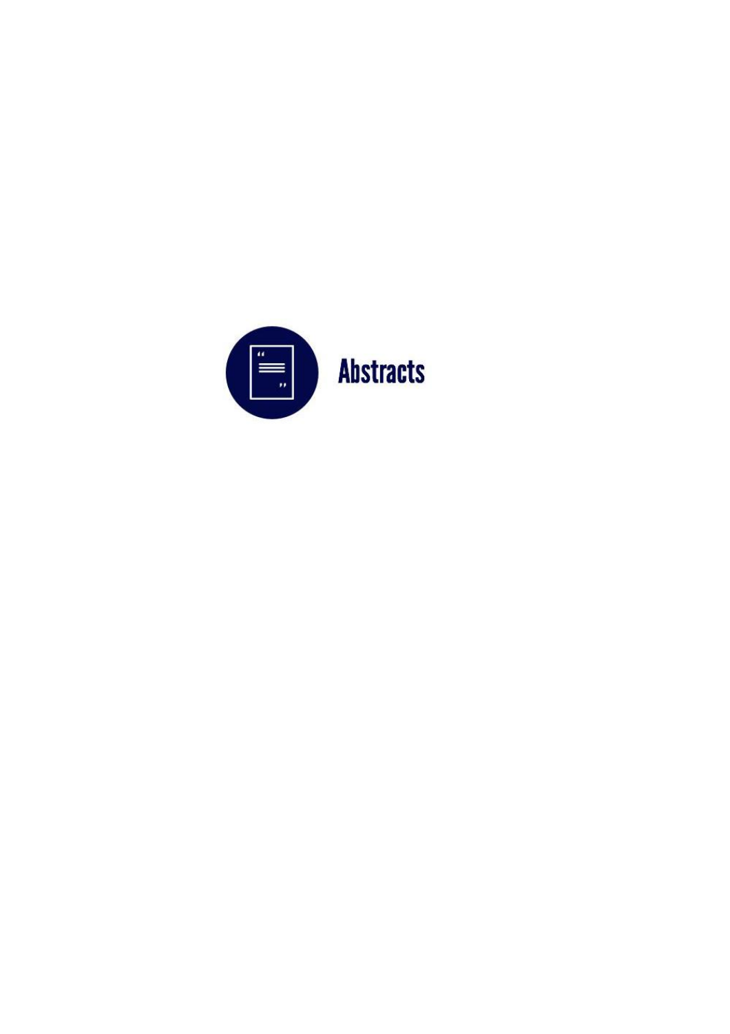# Abstracts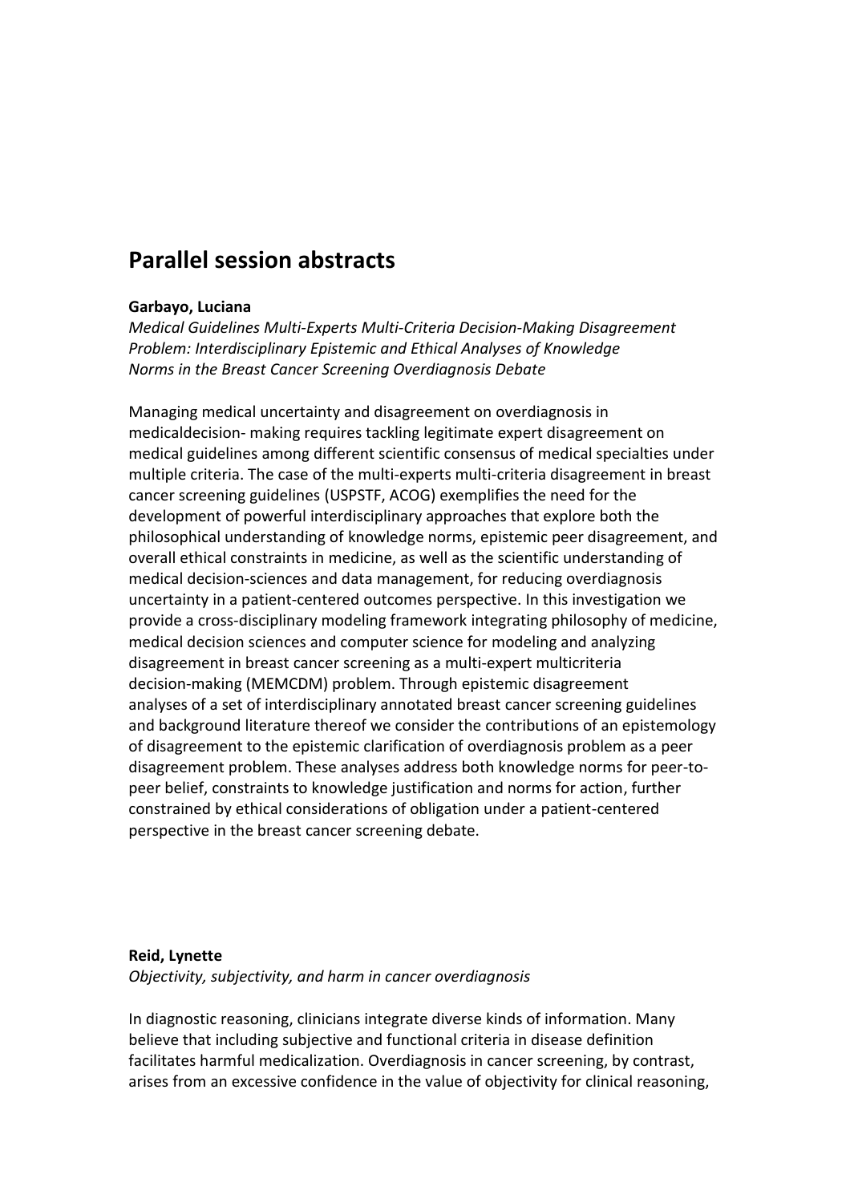## Parallel session abstracts

**Garbayo, Luciana**

*Medical Guidelines Multi-Experts Multi-Criteria Decision-Making Disagreement Problem: Interdisciplinary Epistemic and Ethical Analyses of Knowledge Norms in the Breast Cancer Screening Overdiagnosis Debate*

Managing medical uncertainty and disagreement on overdiagnosis in medicaldecision- making requires tackling legitimate expert disagreement on medical guidelines among different scientific consensus of medical specialties under multiple criteria. The case of the multi-experts multi-criteria disagreement in breast cancer screening guidelines (USPSTF, ACOG) exemplifies the need for the development of powerful interdisciplinary approaches that explore both the philosophical understanding of knowledge norms, epistemic peer disagreement, and overall ethical constraints in medicine, as well as the scientific understanding of medical decision-sciences and data management, for reducing overdiagnosis uncertainty in a patient-centered outcomes perspective. In this investigation we provide a cross-disciplinary modeling framework integrating philosophy of medicine, medical decision sciences and computer science for modeling and analyzing disagreement in breast cancer screening as a multi-expert multicriteria decision-making (MEMCDM) problem. Through epistemic disagreement analyses of a set of interdisciplinary annotated breast cancer screening guidelines and background literature thereof we consider the contributions of an epistemology of disagreement to the epistemic clarification of overdiagnosis problem as a peer disagreement problem. These analyses address both knowledge norms for peer-to-peer belief, constraints to knowledge justification and norms for action, further constrained by ethical considerations of obligation under a patient-centered perspective in the breast cancer screening debate.

**Reid, Lynette**

*Objectivity, subjectivity, and harm in cancer overdiagnosis*

In diagnostic reasoning, clinicians integrate diverse kinds of information. Many believe that including subjective and functional criteria in disease definition facilitates harmful medicalization. Overdiagnosis in cancer screening, by contrast, arises from an excessive confidence in the value of objectivity for clinical reasoning,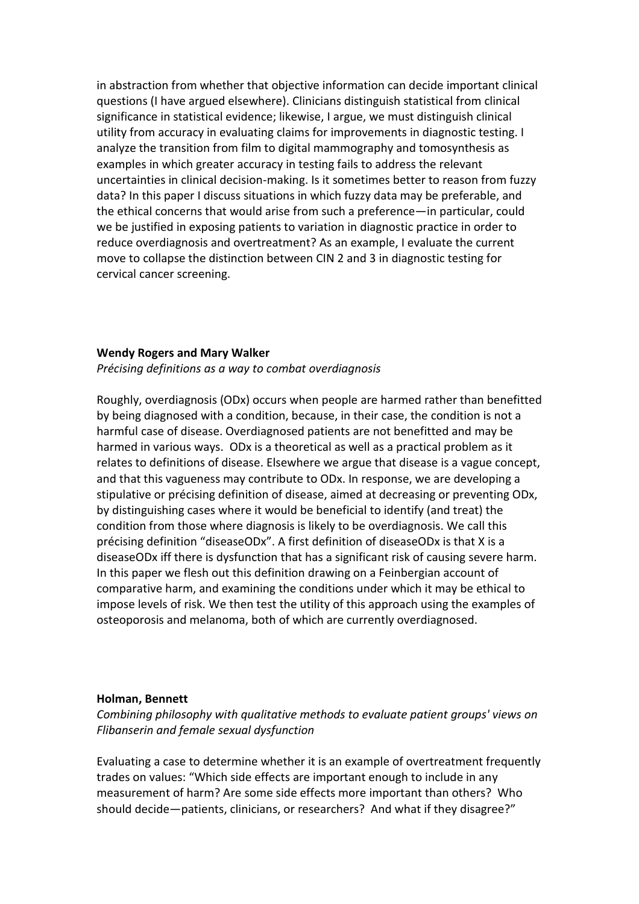in abstraction from whether that objective information can decide important clinical questions (I have argued elsewhere). Clinicians distinguish statistical from clinical significance in statistical evidence; likewise, I argue, we must distinguish clinical utility from accuracy in evaluating claims for improvements in diagnostic testing. I analyze the transition from film to digital mammography and tomosynthesis as examples in which greater accuracy in testing fails to address the relevant uncertainties in clinical decision-making. Is it sometimes better to reason from fuzzy data? In this paper I discuss situations in which fuzzy data may be preferable, and the ethical concerns that would arise from such a preference—in particular, could we be justified in exposing patients to variation in diagnostic practice in order to reduce overdiagnosis and overtreatment? As an example, I evaluate the current move to collapse the distinction between CIN 2 and 3 in diagnostic testing for cervical cancer screening.

**Wendy Rogers and Mary Walker**

*Précising definitions as a way to combat overdiagnosis*

Roughly, overdiagnosis (ODx) occurs when people are harmed rather than benefitted by being diagnosed with a condition, because, in their case, the condition is not a harmful case of disease. Overdiagnosed patients are not benefitted and may be harmed in various ways. ODx is a theoretical as well as a practical problem as it relates to definitions of disease. Elsewhere we argue that disease is a vague concept, and that this vagueness may contribute to ODx. In response, we are developing a stipulative or précising definition of disease, aimed at decreasing or preventing ODx, by distinguishing cases where it would be beneficial to identify (and treat) the condition from those where diagnosis is likely to be overdiagnosis. We call this précising definition "diseaseODx". A first definition of diseaseODx is that X is a diseaseODx iff there is dysfunction that has a significant risk of causing severe harm. In this paper we flesh out this definition drawing on a Feinbergian account of comparative harm, and examining the conditions under which it may be ethical to impose levels of risk. We then test the utility of this approach using the examples of osteoporosis and melanoma, both of which are currently overdiagnosed.

**Holman, Bennett**

*Combining philosophy with qualitative methods to evaluate patient groups' views on Flibanserin and female sexual dysfunction*

Evaluating a case to determine whether it is an example of overtreatment frequently trades on values: "Which side effects are important enough to include in any measurement of harm? Are some side effects more important than others? Who should decide—patients, clinicians, or researchers? And what if they disagree?"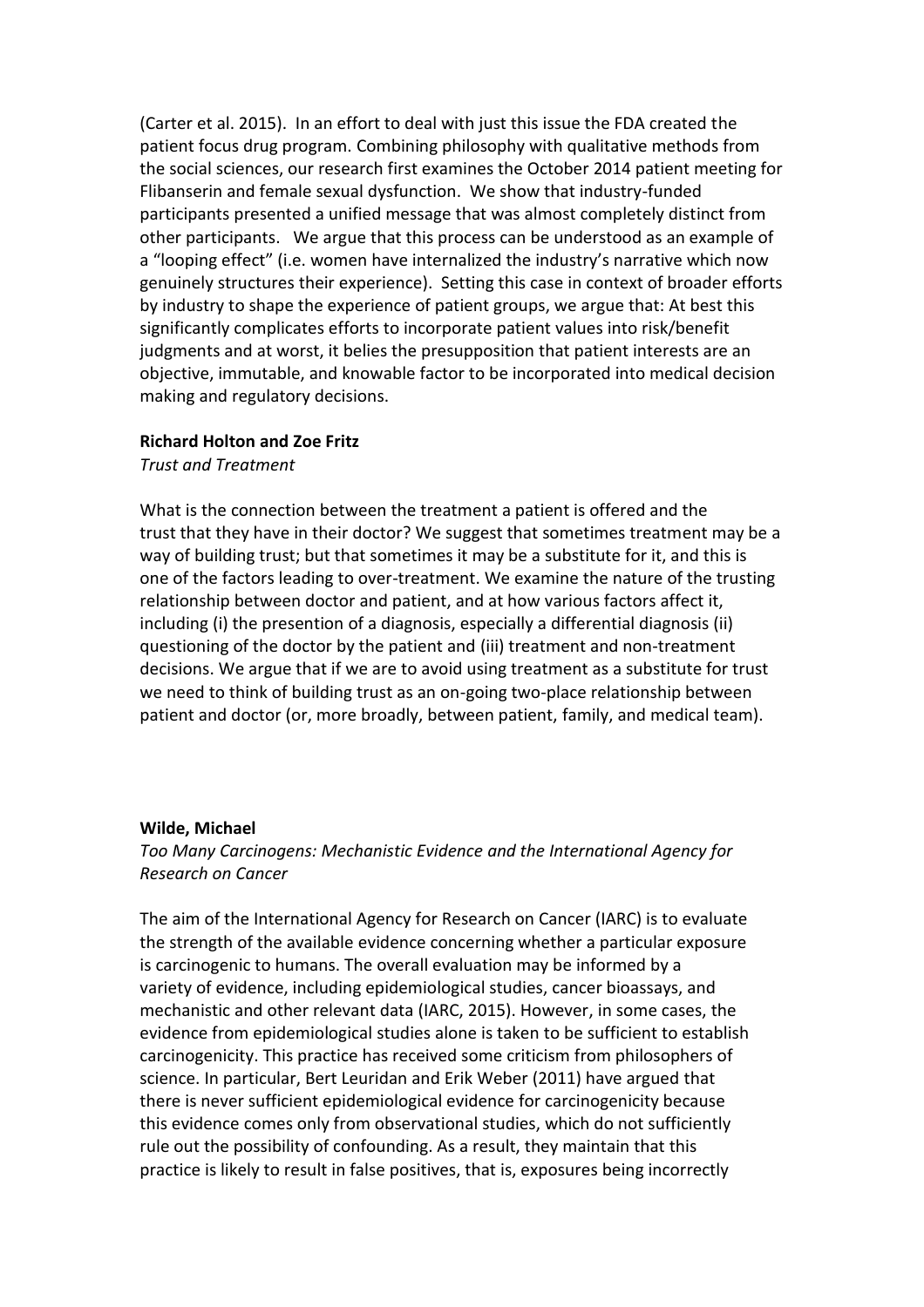(Carter et al. 2015). In an effort to deal with just this issue the FDA created the patient focus drug program. Combining philosophy with qualitative methods from the social sciences, our research first examines the October 2014 patient meeting for Flibanserin and female sexual dysfunction. We show that industry-funded participants presented a unified message that was almost completely distinct from other participants. We argue that this process can be understood as an example of a "looping effect" (i.e. women have internalized the industry's narrative which now genuinely structures their experience). Setting this case in context of broader efforts by industry to shape the experience of patient groups, we argue that: At best this significantly complicates efforts to incorporate patient values into risk/benefit judgments and at worst, it belies the presupposition that patient interests are an objective, immutable, and knowable factor to be incorporated into medical decision making and regulatory decisions.

**Richard Holton and Zoe Fritz**

*Trust and Treatment*

What is the connection between the treatment a patient is offered and the trust that they have in their doctor? We suggest that sometimes treatment may be a way of building trust; but that sometimes it may be a substitute for it, and this is one of the factors leading to over-treatment. We examine the nature of the trusting relationship between doctor and patient, and at how various factors affect it, including (i) the presention of a diagnosis, especially a differential diagnosis (ii) questioning of the doctor by the patient and (iii) treatment and non-treatment decisions. We argue that if we are to avoid using treatment as a substitute for trust we need to think of building trust as an on-going two-place relationship between patient and doctor (or, more broadly, between patient, family, and medical team).

**Wilde, Michael**

*Too Many Carcinogens: Mechanistic Evidence and the International Agency for Research on Cancer*

The aim of the International Agency for Research on Cancer (IARC) is to evaluate the strength of the available evidence concerning whether a particular exposure is carcinogenic to humans. The overall evaluation may be informed by a variety of evidence, including epidemiological studies, cancer bioassays, and mechanistic and other relevant data (IARC, 2015). However, in some cases, the evidence from epidemiological studies alone is taken to be sufficient to establish carcinogenicity. This practice has received some criticism from philosophers of science. In particular, Bert Leuridan and Erik Weber (2011) have argued that there is never sufficient epidemiological evidence for carcinogenicity because this evidence comes only from observational studies, which do not sufficiently rule out the possibility of confounding. As a result, they maintain that this practice is likely to result in false positives, that is, exposures being incorrectly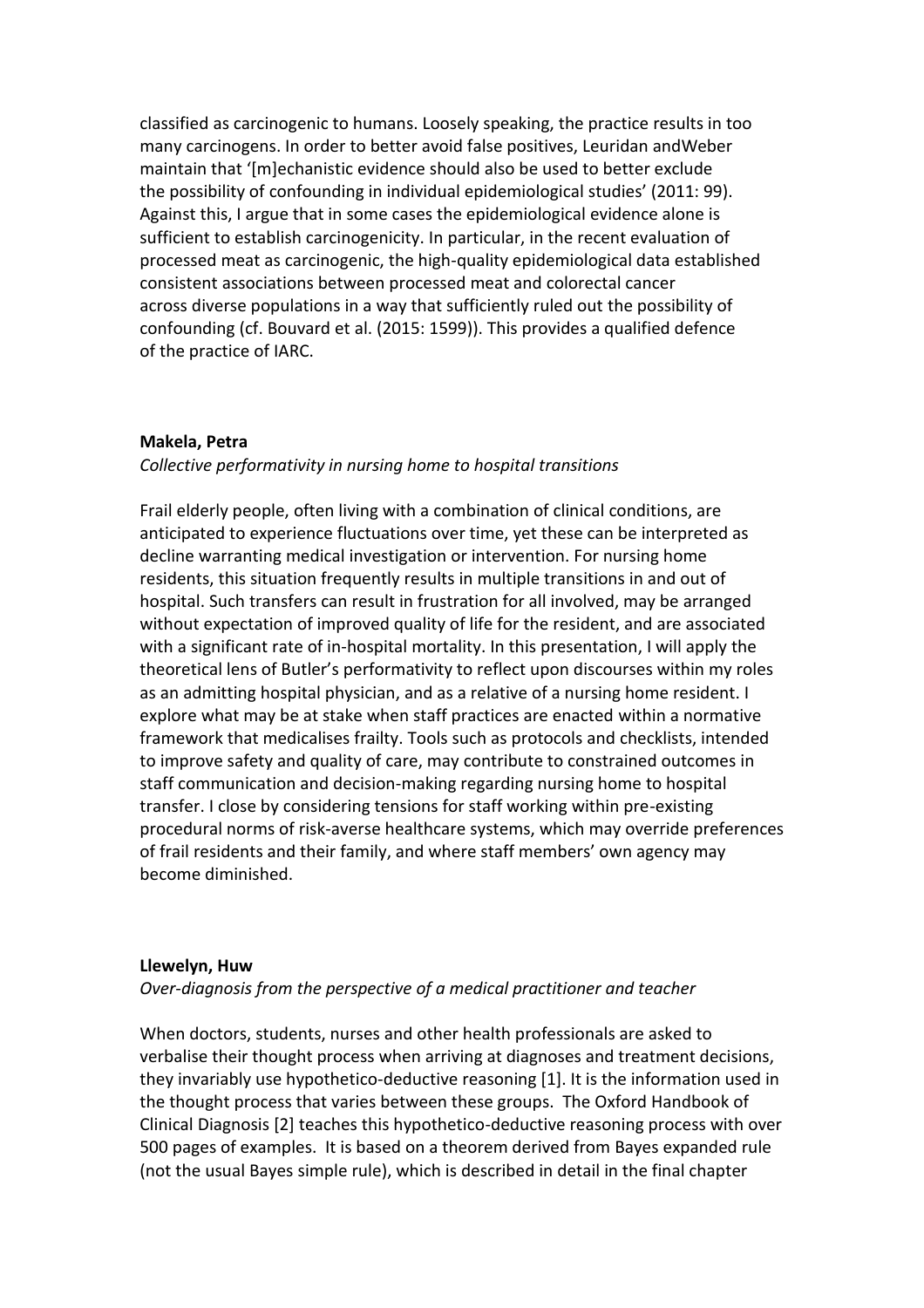classified as carcinogenic to humans. Loosely speaking, the practice results in too many carcinogens. In order to better avoid false positives, Leuridan andWeber maintain that '[m]echanistic evidence should also be used to better exclude the possibility of confounding in individual epidemiological studies' (2011: 99). Against this, I argue that in some cases the epidemiological evidence alone is sufficient to establish carcinogenicity. In particular, in the recent evaluation of processed meat as carcinogenic, the high-quality epidemiological data established consistent associations between processed meat and colorectal cancer across diverse populations in a way that sufficiently ruled out the possibility of confounding (cf. Bouvard et al. (2015: 1599)). This provides a qualified defence of the practice of IARC.

**Makela, Petra**

*Collective performativity in nursing home to hospital transitions*

Frail elderly people, often living with a combination of clinical conditions, are anticipated to experience fluctuations over time, yet these can be interpreted as decline warranting medical investigation or intervention. For nursing home residents, this situation frequently results in multiple transitions in and out of hospital. Such transfers can result in frustration for all involved, may be arranged without expectation of improved quality of life for the resident, and are associated with a significant rate of in-hospital mortality. In this presentation, I will apply the theoretical lens of Butler's performativity to reflect upon discourses within my roles as an admitting hospital physician, and as a relative of a nursing home resident. I explore what may be at stake when staff practices are enacted within a normative framework that medicalises frailty. Tools such as protocols and checklists, intended to improve safety and quality of care, may contribute to constrained outcomes in staff communication and decision-making regarding nursing home to hospital transfer. I close by considering tensions for staff working within pre-existing procedural norms of risk-averse healthcare systems, which may override preferences of frail residents and their family, and where staff members' own agency may become diminished.

**Llewelyn, Huw**

*Over-diagnosis from the perspective of a medical practitioner and teacher*

When doctors, students, nurses and other health professionals are asked to verbalise their thought process when arriving at diagnoses and treatment decisions, they invariably use hypothetico-deductive reasoning [1]. It is the information used in the thought process that varies between these groups. The Oxford Handbook of Clinical Diagnosis [2] teaches this hypothetico-deductive reasoning process with over 500 pages of examples. It is based on a theorem derived from Bayes expanded rule (not the usual Bayes simple rule), which is described in detail in the final chapter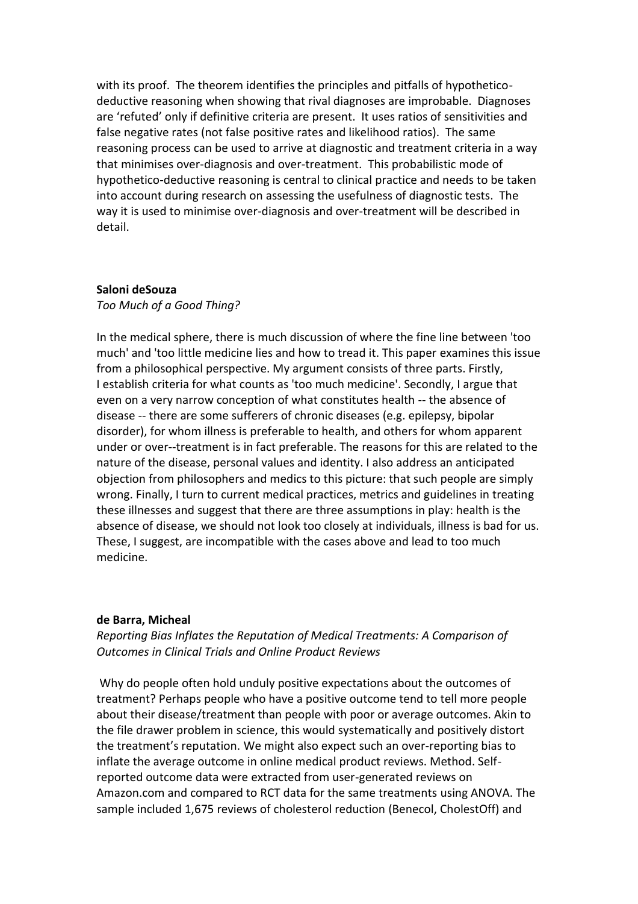with its proof. The theorem identifies the principles and pitfalls of hypothetico-deductive reasoning when showing that rival diagnoses are improbable. Diagnoses are 'refuted' only if definitive criteria are present. It uses ratios of sensitivities and false negative rates (not false positive rates and likelihood ratios). The same reasoning process can be used to arrive at diagnostic and treatment criteria in a way that minimises over-diagnosis and over-treatment. This probabilistic mode of hypothetico-deductive reasoning is central to clinical practice and needs to be taken into account during research on assessing the usefulness of diagnostic tests. The way it is used to minimise over-diagnosis and over-treatment will be described in detail.

**Saloni deSouza**

*Too Much of a Good Thing?*

In the medical sphere, there is much discussion of where the fine line between 'too much' and 'too little medicine lies and how to tread it. This paper examines this issue from a philosophical perspective. My argument consists of three parts. Firstly, I establish criteria for what counts as 'too much medicine'. Secondly, I argue that even on a very narrow conception of what constitutes health -- the absence of disease -- there are some sufferers of chronic diseases (e.g. epilepsy, bipolar disorder), for whom illness is preferable to health, and others for whom apparent under or over--treatment is in fact preferable. The reasons for this are related to the nature of the disease, personal values and identity. I also address an anticipated objection from philosophers and medics to this picture: that such people are simply wrong. Finally, I turn to current medical practices, metrics and guidelines in treating these illnesses and suggest that there are three assumptions in play: health is the absence of disease, we should not look too closely at individuals, illness is bad for us. These, I suggest, are incompatible with the cases above and lead to too much medicine.

**de Barra, Micheal**

*Reporting Bias Inflates the Reputation of Medical Treatments: A Comparison of Outcomes in Clinical Trials and Online Product Reviews*

Why do people often hold unduly positive expectations about the outcomes of treatment? Perhaps people who have a positive outcome tend to tell more people about their disease/treatment than people with poor or average outcomes. Akin to the file drawer problem in science, this would systematically and positively distort the treatment's reputation. We might also expect such an over-reporting bias to inflate the average outcome in online medical product reviews. Method. Self-reported outcome data were extracted from user-generated reviews on Amazon.com and compared to RCT data for the same treatments using ANOVA. The sample included 1,675 reviews of cholesterol reduction (Benecol, CholestOff) and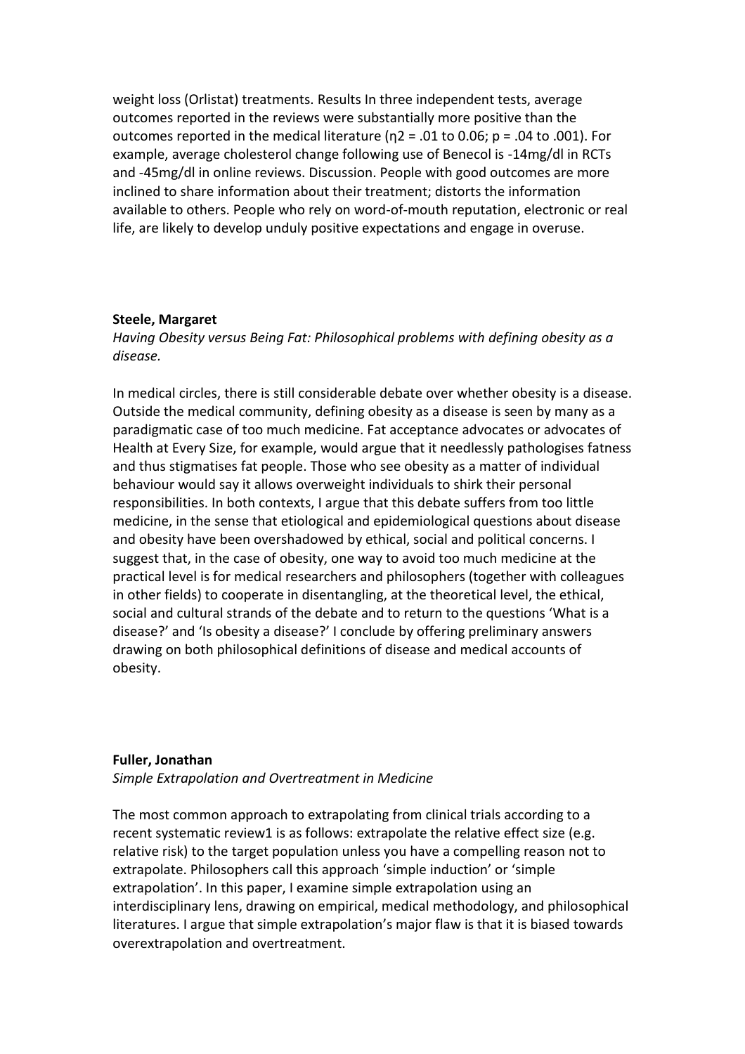weight loss (Orlistat) treatments. Results In three independent tests, average outcomes reported in the reviews were substantially more positive than the outcomes reported in the medical literature ($\eta 2 = .01$ to 0.06; $p = .04$ to .001). For example, average cholesterol change following use of Benecol is -14mg/dl in RCTs and -45mg/dl in online reviews. Discussion. People with good outcomes are more inclined to share information about their treatment; distorts the information available to others. People who rely on word-of-mouth reputation, electronic or real life, are likely to develop unduly positive expectations and engage in overuse.

**Steele, Margaret**

*Having Obesity versus Being Fat: Philosophical problems with defining obesity as a disease.*

In medical circles, there is still considerable debate over whether obesity is a disease. Outside the medical community, defining obesity as a disease is seen by many as a paradigmatic case of too much medicine. Fat acceptance advocates or advocates of Health at Every Size, for example, would argue that it needlessly pathologises fatness and thus stigmatises fat people. Those who see obesity as a matter of individual behaviour would say it allows overweight individuals to shirk their personal responsibilities. In both contexts, I argue that this debate suffers from too little medicine, in the sense that etiological and epidemiological questions about disease and obesity have been overshadowed by ethical, social and political concerns. I suggest that, in the case of obesity, one way to avoid too much medicine at the practical level is for medical researchers and philosophers (together with colleagues in other fields) to cooperate in disentangling, at the theoretical level, the ethical, social and cultural strands of the debate and to return to the questions 'What is a disease?' and 'Is obesity a disease?' I conclude by offering preliminary answers drawing on both philosophical definitions of disease and medical accounts of obesity.

**Fuller, Jonathan**

*Simple Extrapolation and Overtreatment in Medicine*

The most common approach to extrapolating from clinical trials according to a recent systematic review[1] is as follows: extrapolate the relative effect size (e.g. relative risk) to the target population unless you have a compelling reason not to extrapolate. Philosophers call this approach 'simple induction' or 'simple extrapolation'. In this paper, I examine simple extrapolation using an interdisciplinary lens, drawing on empirical, medical methodology, and philosophical literatures. I argue that simple extrapolation's major flaw is that it is biased towards overextrapolation and overtreatment.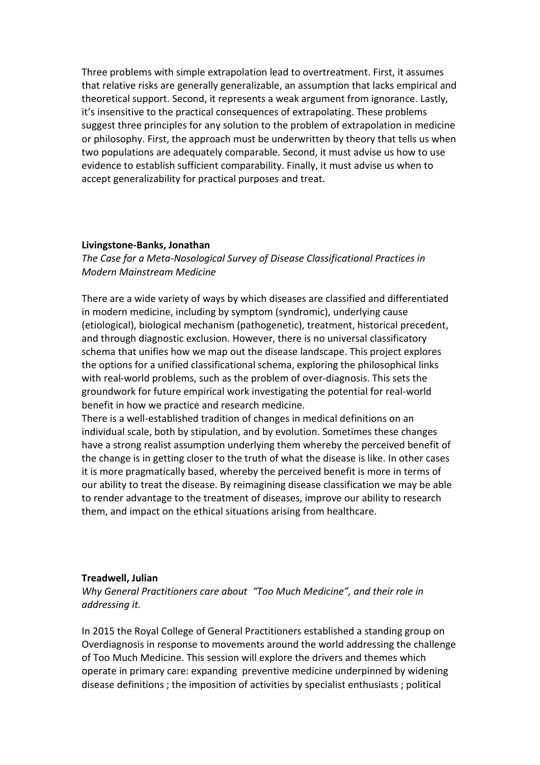Three problems with simple extrapolation lead to overtreatment. First, it assumes that relative risks are generally generalizable, an assumption that lacks empirical and theoretical support. Second, it represents a weak argument from ignorance. Lastly, it's insensitive to the practical consequences of extrapolating. These problems suggest three principles for any solution to the problem of extrapolation in medicine or philosophy. First, the approach must be underwritten by theory that tells us when two populations are adequately comparable. Second, it must advise us how to use evidence to establish sufficient comparability. Finally, it must advise us when to accept generalizability for practical purposes and treat.

**Livingstone-Banks, Jonathan**

*The Case for a Meta-Nosological Survey of Disease Classificational Practices in Modern Mainstream Medicine*

There are a wide variety of ways by which diseases are classified and differentiated in modern medicine, including by symptom (syndromic), underlying cause (etiological), biological mechanism (pathogenetic), treatment, historical precedent, and through diagnostic exclusion. However, there is no universal classificatory schema that unifies how we map out the disease landscape. This project explores the options for a unified classificational schema, exploring the philosophical links with real-world problems, such as the problem of over-diagnosis. This sets the groundwork for future empirical work investigating the potential for real-world benefit in how we practice and research medicine.

There is a well-established tradition of changes in medical definitions on an individual scale, both by stipulation, and by evolution. Sometimes these changes have a strong realist assumption underlying them whereby the perceived benefit of the change is in getting closer to the truth of what the disease is like. In other cases it is more pragmatically based, whereby the perceived benefit is more in terms of our ability to treat the disease. By reimagining disease classification we may be able to render advantage to the treatment of diseases, improve our ability to research them, and impact on the ethical situations arising from healthcare.

**Treadwell, Julian**

*Why General Practitioners care about "Too Much Medicine", and their role in addressing it.*

In 2015 the Royal College of General Practitioners established a standing group on Overdiagnosis in response to movements around the world addressing the challenge of Too Much Medicine. This session will explore the drivers and themes which operate in primary care: expanding preventive medicine underpinned by widening disease definitions ; the imposition of activities by specialist enthusiasts ; political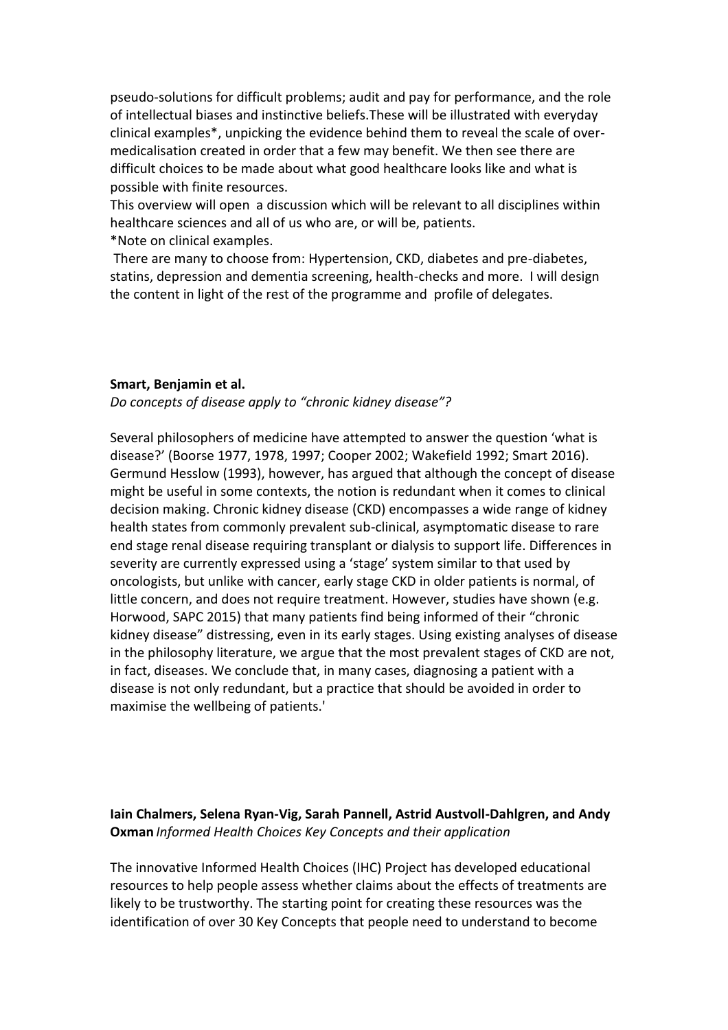pseudo-solutions for difficult problems; audit and pay for performance, and the role of intellectual biases and instinctive beliefs.These will be illustrated with everyday clinical examples*, unpicking the evidence behind them to reveal the scale of over-medicalisation created in order that a few may benefit. We then see there are difficult choices to be made about what good healthcare looks like and what is possible with finite resources.

This overview will open a discussion which will be relevant to all disciplines within healthcare sciences and all of us who are, or will be, patients.

*Note on clinical examples.

There are many to choose from: Hypertension, CKD, diabetes and pre-diabetes, statins, depression and dementia screening, health-checks and more. I will design the content in light of the rest of the programme and profile of delegates.

**Smart, Benjamin et al.**
*Do concepts of disease apply to "chronic kidney disease"?*

Several philosophers of medicine have attempted to answer the question 'what is disease?' (Boorse 1977, 1978, 1997; Cooper 2002; Wakefield 1992; Smart 2016). Germund Hesslow (1993), however, has argued that although the concept of disease might be useful in some contexts, the notion is redundant when it comes to clinical decision making. Chronic kidney disease (CKD) encompasses a wide range of kidney health states from commonly prevalent sub-clinical, asymptomatic disease to rare end stage renal disease requiring transplant or dialysis to support life. Differences in severity are currently expressed using a 'stage' system similar to that used by oncologists, but unlike with cancer, early stage CKD in older patients is normal, of little concern, and does not require treatment. However, studies have shown (e.g. Horwood, SAPC 2015) that many patients find being informed of their "chronic kidney disease" distressing, even in its early stages. Using existing analyses of disease in the philosophy literature, we argue that the most prevalent stages of CKD are not, in fact, diseases. We conclude that, in many cases, diagnosing a patient with a disease is not only redundant, but a practice that should be avoided in order to maximise the wellbeing of patients.'

**Iain Chalmers, Selena Ryan-Vig, Sarah Pannell, Astrid Austvoll-Dahlgren, and Andy Oxman** *Informed Health Choices Key Concepts and their application*

The innovative Informed Health Choices (IHC) Project has developed educational resources to help people assess whether claims about the effects of treatments are likely to be trustworthy. The starting point for creating these resources was the identification of over 30 Key Concepts that people need to understand to become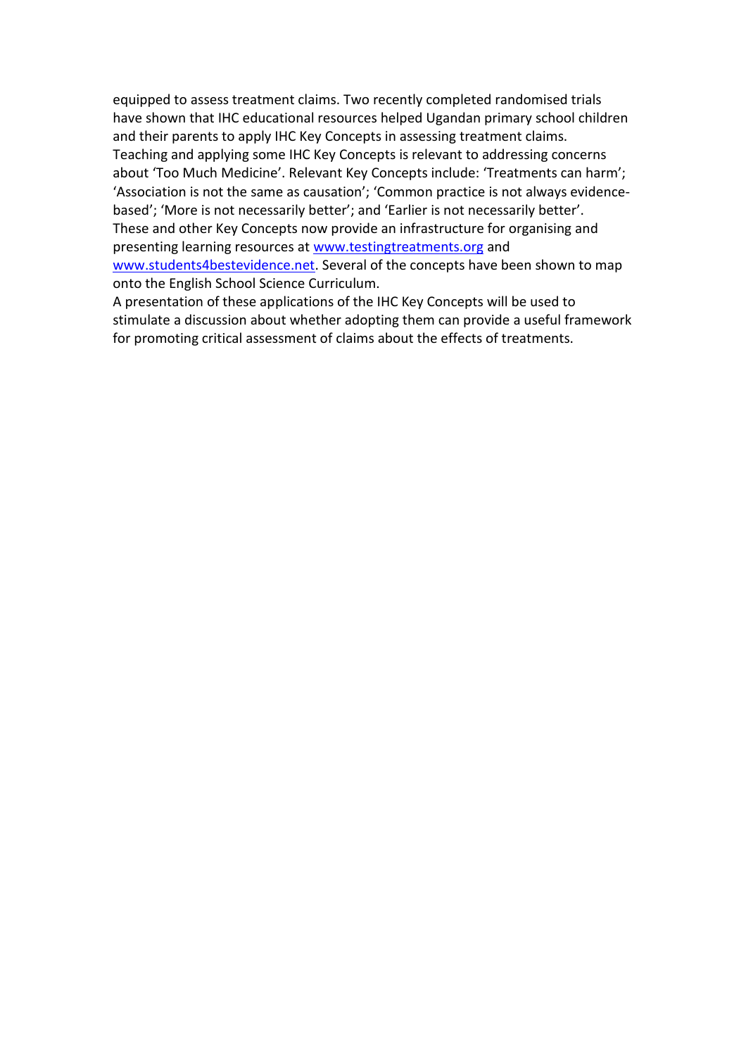equipped to assess treatment claims. Two recently completed randomised trials have shown that IHC educational resources helped Ugandan primary school children and their parents to apply IHC Key Concepts in assessing treatment claims.

Teaching and applying some IHC Key Concepts is relevant to addressing concerns about 'Too Much Medicine'. Relevant Key Concepts include: 'Treatments can harm'; 'Association is not the same as causation'; 'Common practice is not always evidence-based'; 'More is not necessarily better'; and 'Earlier is not necessarily better'.

These and other Key Concepts now provide an infrastructure for organising and presenting learning resources at [www.testingtreatments.org](http://www.testingtreatments.org) and [www.students4bestevidence.net](http://www.students4bestevidence.net). Several of the concepts have been shown to map onto the English School Science Curriculum.

A presentation of these applications of the IHC Key Concepts will be used to stimulate a discussion about whether adopting them can provide a useful framework for promoting critical assessment of claims about the effects of treatments.